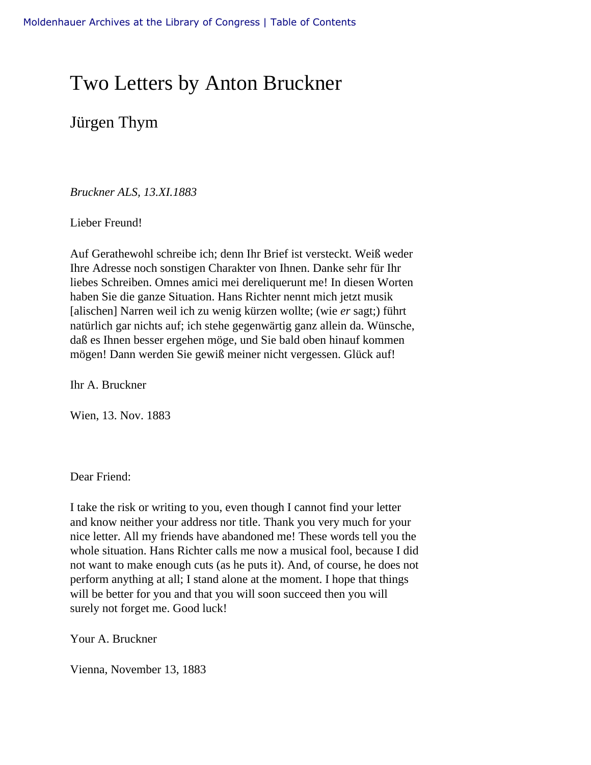Moldenhauer Archives at the Library of Congress | Table of Contents

# Two Letters by Anton Bruckner

## Jürgen Thym

*Bruckner ALS, 13.XI.1883*

Lieber Freund!

Auf Gerathewohl schreibe ich; denn Ihr Brief ist versteckt. Weiß weder Ihre Adresse noch sonstigen Charakter von Ihnen. Danke sehr für Ihr liebes Schreiben. Omnes amici mei dereliquerunt me! In diesen Worten haben Sie die ganze Situation. Hans Richter nennt mich jetzt musik [alischen] Narren weil ich zu wenig kürzen wollte; (wie *er* sagt;) führt natürlich gar nichts auf; ich stehe gegenwärtig ganz allein da. Wünsche, daß es Ihnen besser ergehen möge, und Sie bald oben hinauf kommen mögen! Dann werden Sie gewiß meiner nicht vergessen. Glück auf!

Ihr A. Bruckner

Wien, 13. Nov. 1883

Dear Friend:

I take the risk or writing to you, even though I cannot find your letter and know neither your address nor title. Thank you very much for your nice letter. All my friends have abandoned me! These words tell you the whole situation. Hans Richter calls me now a musical fool, because I did not want to make enough cuts (as he puts it). And, of course, he does not perform anything at all; I stand alone at the moment. I hope that things will be better for you and that you will soon succeed then you will surely not forget me. Good luck!

Your A. Bruckner

Vienna, November 13, 1883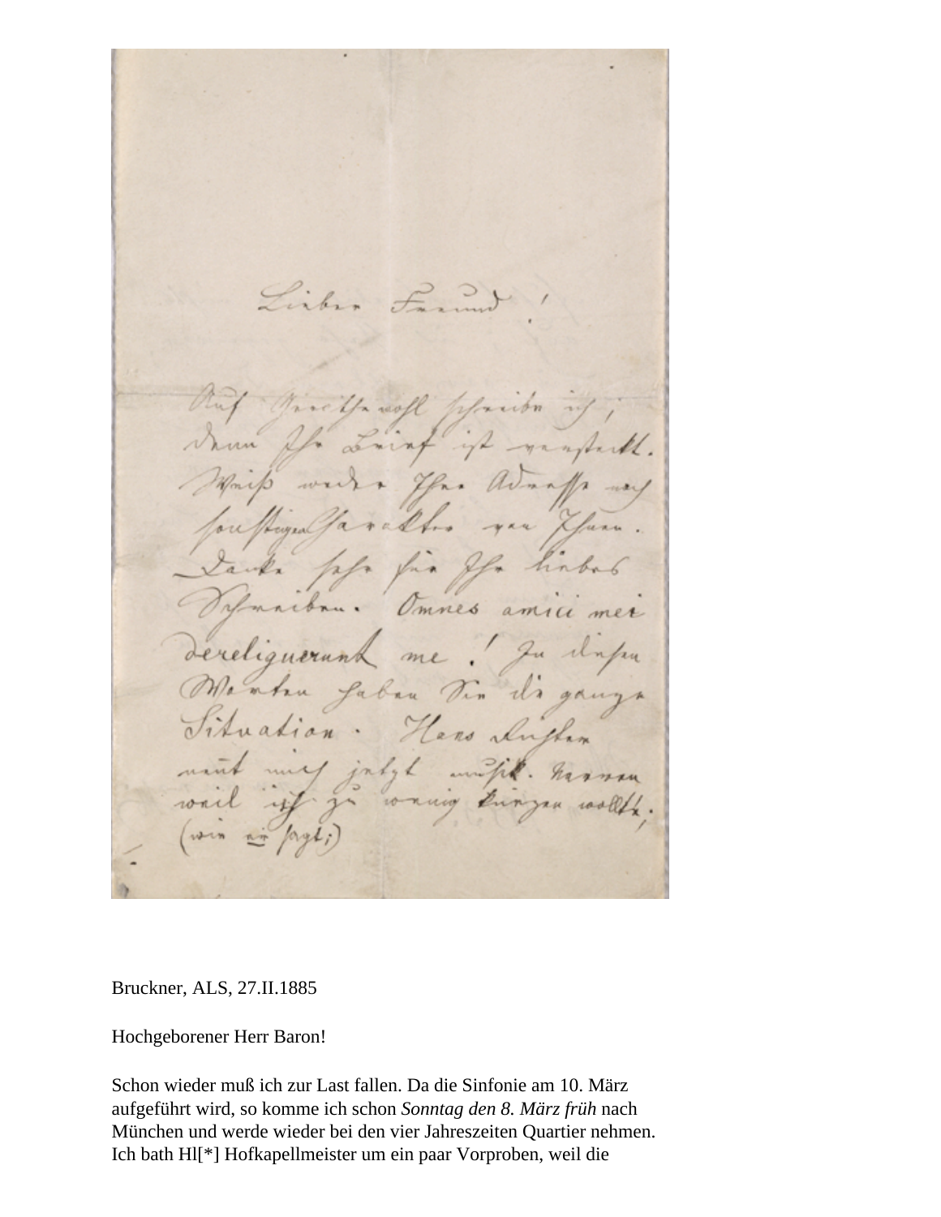Bruckner, ALS, 27.II.1885

Hochgeborener Herr Baron!

Schon wieder muß ich zur Last fallen. Da die Sinfonie am 10. März aufgeführt wird, so komme ich schon *Sonntag den 8. März früh* nach München und werde wieder bei den vier Jahreszeiten Quartier nehmen. Ich bath Hl[*] Hofkapellmeister um ein paar Vorproben, weil die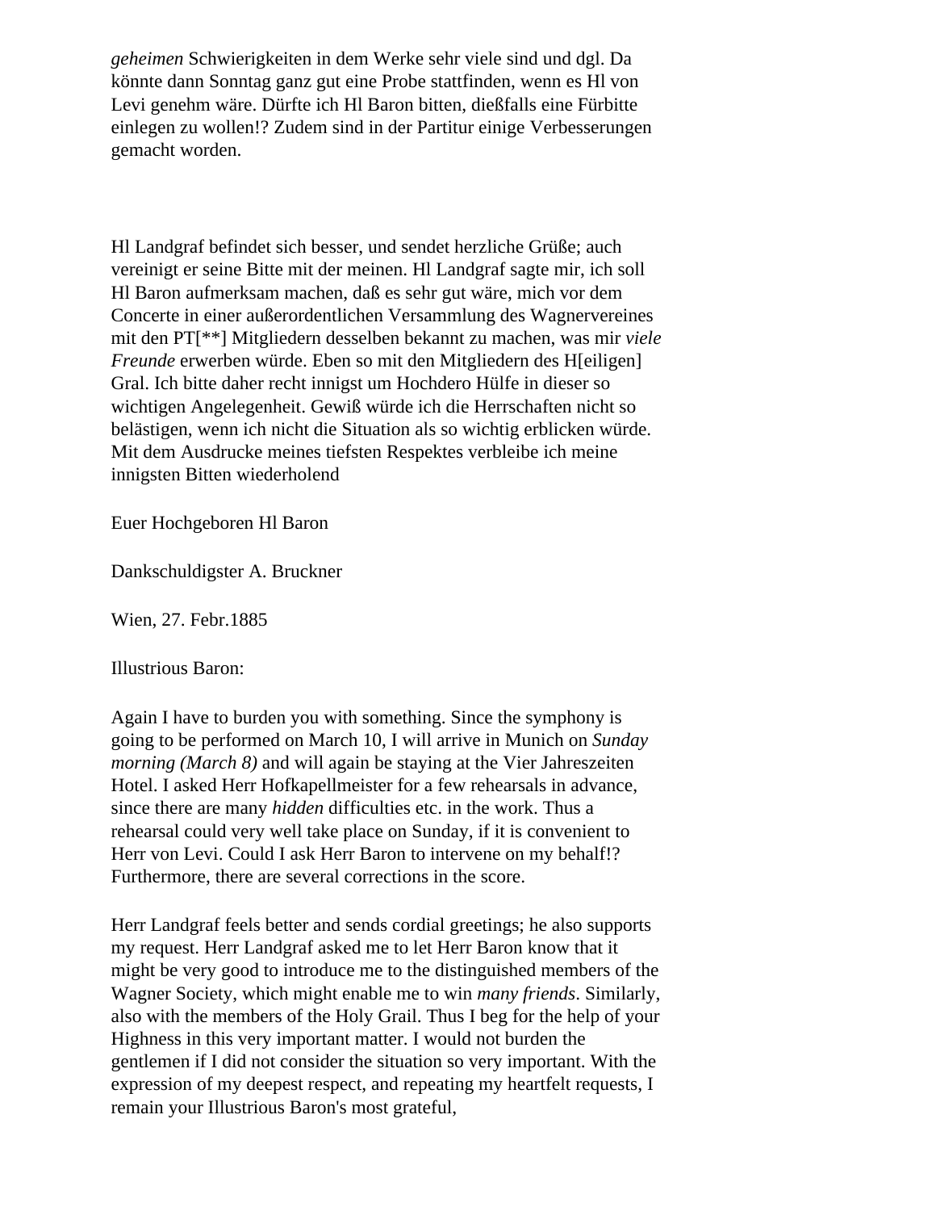*geheimen* Schwierigkeiten in dem Werke sehr viele sind und dgl. Da könnte dann Sonntag ganz gut eine Probe stattfinden, wenn es Hl von Levi genehm wäre. Dürfte ich Hl Baron bitten, dießfalls eine Fürbitte einlegen zu wollen!? Zudem sind in der Partitur einige Verbesserungen gemacht worden.

Hl Landgraf befindet sich besser, und sendet herzliche Grüße; auch vereinigt er seine Bitte mit der meinen. Hl Landgraf sagte mir, ich soll Hl Baron aufmerksam machen, daß es sehr gut wäre, mich vor dem Concerte in einer außerordentlichen Versammlung des Wagnervereines mit den PT[**] Mitgliedern desselben bekannt zu machen, was mir *viele Freunde* erwerben würde. Eben so mit den Mitgliedern des H[eiligen] Gral. Ich bitte daher recht innigst um Hochdero Hülfe in dieser so wichtigen Angelegenheit. Gewiß würde ich die Herrschaften nicht so belästigen, wenn ich nicht die Situation als so wichtig erblicken würde. Mit dem Ausdrucke meines tiefsten Respektes verbleibe ich meine innigsten Bitten wiederholend

Euer Hochgeboren Hl Baron

Dankschuldigster A. Bruckner

Wien, 27. Febr.1885

Illustrious Baron:

Again I have to burden you with something. Since the symphony is going to be performed on March 10, I will arrive in Munich on *Sunday morning (March 8)* and will again be staying at the Vier Jahreszeiten Hotel. I asked Herr Hofkapellmeister for a few rehearsals in advance, since there are many *hidden* difficulties etc. in the work. Thus a rehearsal could very well take place on Sunday, if it is convenient to Herr von Levi. Could I ask Herr Baron to intervene on my behalf!? Furthermore, there are several corrections in the score.

Herr Landgraf feels better and sends cordial greetings; he also supports my request. Herr Landgraf asked me to let Herr Baron know that it might be very good to introduce me to the distinguished members of the Wagner Society, which might enable me to win *many friends*. Similarly, also with the members of the Holy Grail. Thus I beg for the help of your Highness in this very important matter. I would not burden the gentlemen if I did not consider the situation so very important. With the expression of my deepest respect, and repeating my heartfelt requests, I remain your Illustrious Baron's most grateful,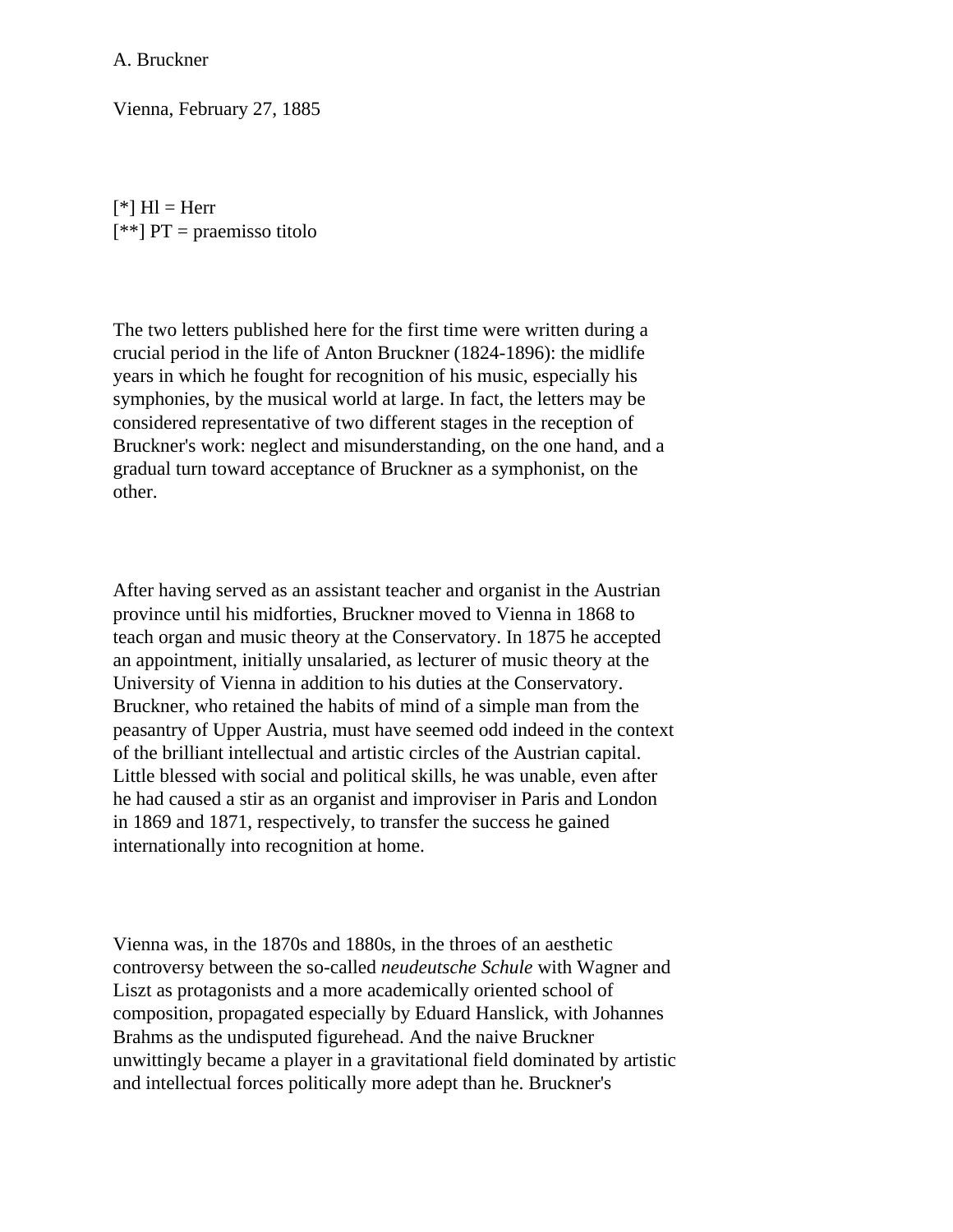A. Bruckner

Vienna, February 27, 1885

[*] Hl = Herr
[**] PT = praemisso titolo

The two letters published here for the first time were written during a crucial period in the life of Anton Bruckner (1824-1896): the midlife years in which he fought for recognition of his music, especially his symphonies, by the musical world at large. In fact, the letters may be considered representative of two different stages in the reception of Bruckner's work: neglect and misunderstanding, on the one hand, and a gradual turn toward acceptance of Bruckner as a symphonist, on the other.

After having served as an assistant teacher and organist in the Austrian province until his midforties, Bruckner moved to Vienna in 1868 to teach organ and music theory at the Conservatory. In 1875 he accepted an appointment, initially unsalaried, as lecturer of music theory at the University of Vienna in addition to his duties at the Conservatory. Bruckner, who retained the habits of mind of a simple man from the peasantry of Upper Austria, must have seemed odd indeed in the context of the brilliant intellectual and artistic circles of the Austrian capital. Little blessed with social and political skills, he was unable, even after he had caused a stir as an organist and improviser in Paris and London in 1869 and 1871, respectively, to transfer the success he gained internationally into recognition at home.

Vienna was, in the 1870s and 1880s, in the throes of an aesthetic controversy between the so-called *neudeutsche Schule* with Wagner and Liszt as protagonists and a more academically oriented school of composition, propagated especially by Eduard Hanslick, with Johannes Brahms as the undisputed figurehead. And the naive Bruckner unwittingly became a player in a gravitational field dominated by artistic and intellectual forces politically more adept than he. Bruckner's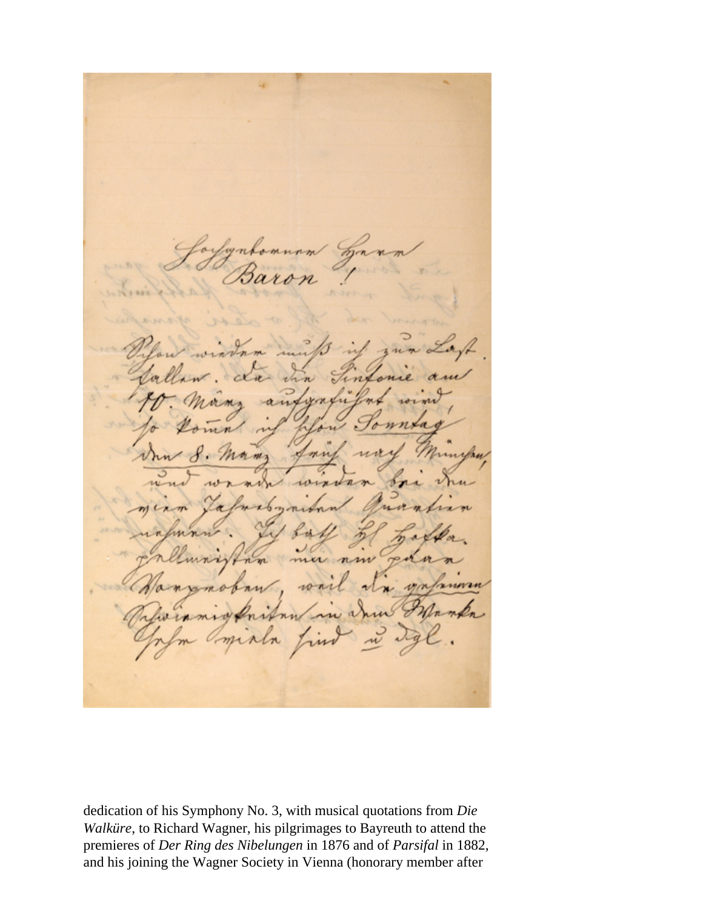Hochgeborener Herr
Baron!

Schon wieder muß ich zur Last fallen. Da die Sinfonie am 10. März aufgeführt wird, so komme ich schon Sonntag den 8. März früh nach München, und werde wieder bei dem mir Jahrsvergangenen Quartier nehmen. Ich bath Hl Hofkapellmeister mir ein paar Wagnerproben, weil die geheimen Schwierigkeiten in den Werken schwer spielen sind u dgl.

dedication of his Symphony No. 3, with musical quotations from *Die Walküre*, to Richard Wagner, his pilgrimages to Bayreuth to attend the premieres of *Der Ring des Nibelungen* in 1876 and of *Parsifal* in 1882, and his joining the Wagner Society in Vienna (honorary member after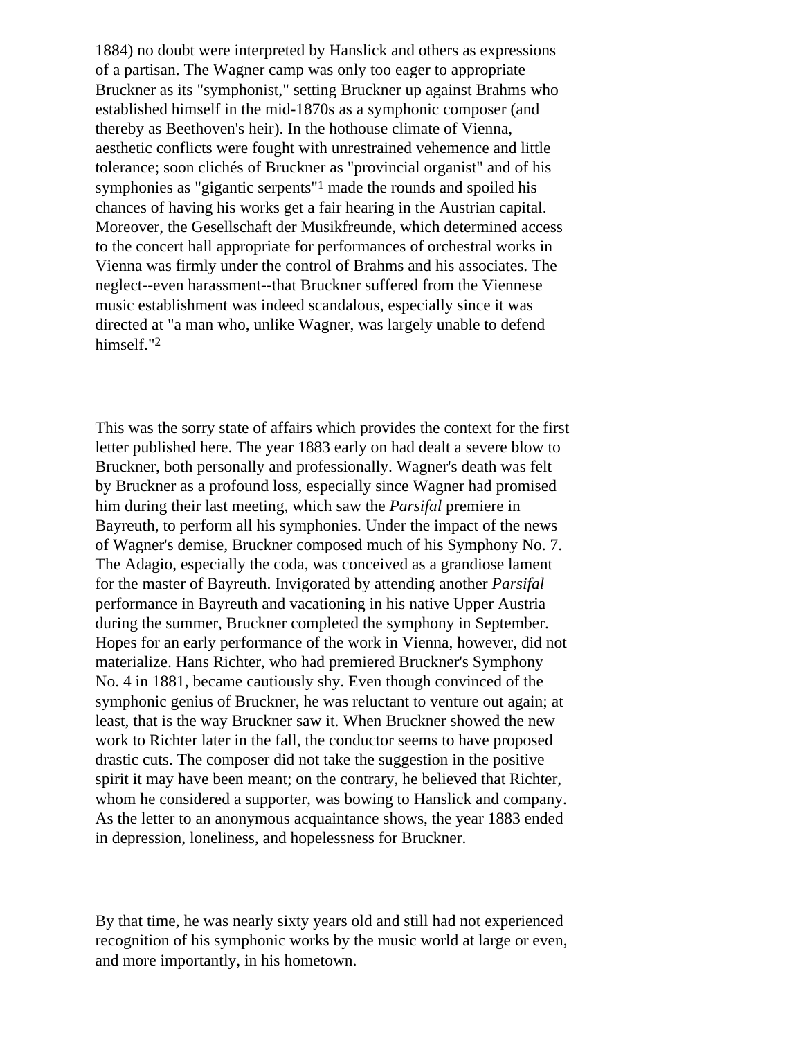1884) no doubt were interpreted by Hanslick and others as expressions of a partisan. The Wagner camp was only too eager to appropriate Bruckner as its "symphonist," setting Bruckner up against Brahms who established himself in the mid-1870s as a symphonic composer (and thereby as Beethoven's heir). In the hothouse climate of Vienna, aesthetic conflicts were fought with unrestrained vehemence and little tolerance; soon clichés of Bruckner as "provincial organist" and of his symphonies as "gigantic serpents"[1] made the rounds and spoiled his chances of having his works get a fair hearing in the Austrian capital. Moreover, the Gesellschaft der Musikfreunde, which determined access to the concert hall appropriate for performances of orchestral works in Vienna was firmly under the control of Brahms and his associates. The neglect--even harassment--that Bruckner suffered from the Viennese music establishment was indeed scandalous, especially since it was directed at "a man who, unlike Wagner, was largely unable to defend himself."[2]

This was the sorry state of affairs which provides the context for the first letter published here. The year 1883 early on had dealt a severe blow to Bruckner, both personally and professionally. Wagner's death was felt by Bruckner as a profound loss, especially since Wagner had promised him during their last meeting, which saw the *Parsifal* premiere in Bayreuth, to perform all his symphonies. Under the impact of the news of Wagner's demise, Bruckner composed much of his Symphony No. 7. The Adagio, especially the coda, was conceived as a grandiose lament for the master of Bayreuth. Invigorated by attending another *Parsifal* performance in Bayreuth and vacationing in his native Upper Austria during the summer, Bruckner completed the symphony in September. Hopes for an early performance of the work in Vienna, however, did not materialize. Hans Richter, who had premiered Bruckner's Symphony No. 4 in 1881, became cautiously shy. Even though convinced of the symphonic genius of Bruckner, he was reluctant to venture out again; at least, that is the way Bruckner saw it. When Bruckner showed the new work to Richter later in the fall, the conductor seems to have proposed drastic cuts. The composer did not take the suggestion in the positive spirit it may have been meant; on the contrary, he believed that Richter, whom he considered a supporter, was bowing to Hanslick and company. As the letter to an anonymous acquaintance shows, the year 1883 ended in depression, loneliness, and hopelessness for Bruckner.

By that time, he was nearly sixty years old and still had not experienced recognition of his symphonic works by the music world at large or even, and more importantly, in his hometown.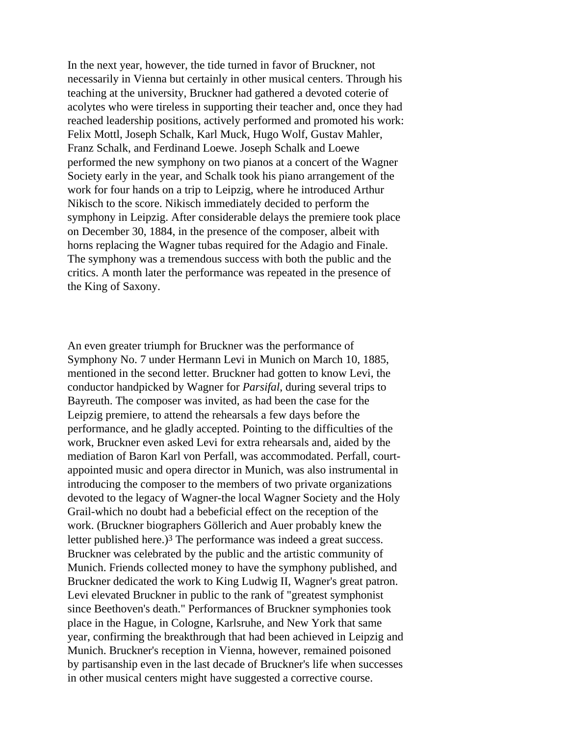In the next year, however, the tide turned in favor of Bruckner, not necessarily in Vienna but certainly in other musical centers. Through his teaching at the university, Bruckner had gathered a devoted coterie of acolytes who were tireless in supporting their teacher and, once they had reached leadership positions, actively performed and promoted his work: Felix Mottl, Joseph Schalk, Karl Muck, Hugo Wolf, Gustav Mahler, Franz Schalk, and Ferdinand Loewe. Joseph Schalk and Loewe performed the new symphony on two pianos at a concert of the Wagner Society early in the year, and Schalk took his piano arrangement of the work for four hands on a trip to Leipzig, where he introduced Arthur Nikisch to the score. Nikisch immediately decided to perform the symphony in Leipzig. After considerable delays the premiere took place on December 30, 1884, in the presence of the composer, albeit with horns replacing the Wagner tubas required for the Adagio and Finale. The symphony was a tremendous success with both the public and the critics. A month later the performance was repeated in the presence of the King of Saxony.

An even greater triumph for Bruckner was the performance of Symphony No. 7 under Hermann Levi in Munich on March 10, 1885, mentioned in the second letter. Bruckner had gotten to know Levi, the conductor handpicked by Wagner for *Parsifal*, during several trips to Bayreuth. The composer was invited, as had been the case for the Leipzig premiere, to attend the rehearsals a few days before the performance, and he gladly accepted. Pointing to the difficulties of the work, Bruckner even asked Levi for extra rehearsals and, aided by the mediation of Baron Karl von Perfall, was accommodated. Perfall, court-appointed music and opera director in Munich, was also instrumental in introducing the composer to the members of two private organizations devoted to the legacy of Wagner-the local Wagner Society and the Holy Grail-which no doubt had a bebeficial effect on the reception of the work. (Bruckner biographers Göllerich and Auer probably knew the letter published here.)[3] The performance was indeed a great success. Bruckner was celebrated by the public and the artistic community of Munich. Friends collected money to have the symphony published, and Bruckner dedicated the work to King Ludwig II, Wagner's great patron. Levi elevated Bruckner in public to the rank of "greatest symphonist since Beethoven's death." Performances of Bruckner symphonies took place in the Hague, in Cologne, Karlsruhe, and New York that same year, confirming the breakthrough that had been achieved in Leipzig and Munich. Bruckner's reception in Vienna, however, remained poisoned by partisanship even in the last decade of Bruckner's life when successes in other musical centers might have suggested a corrective course.